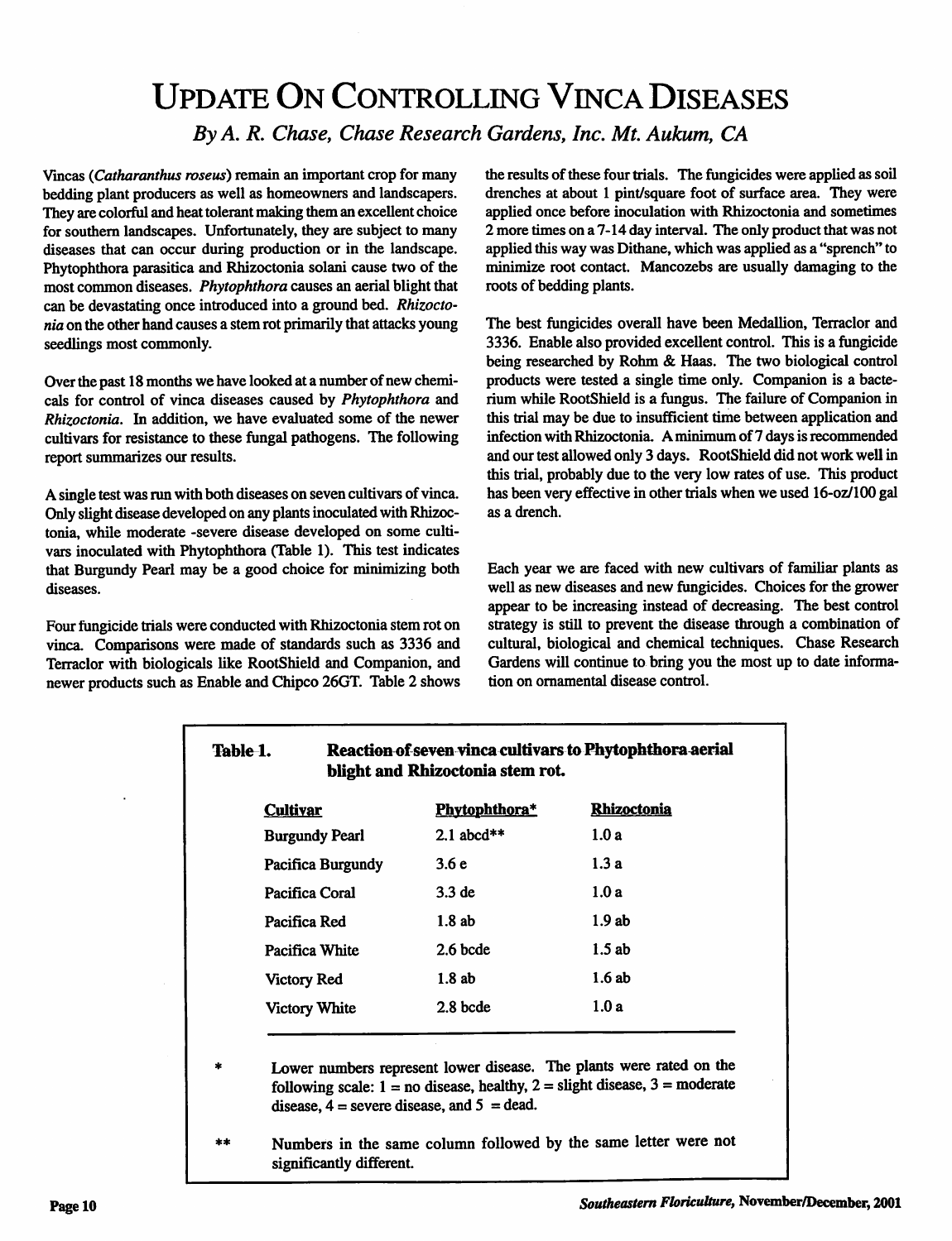# Update On Controlling Vinca Diseases

*By A. R. Chase, Chase Research Gardens, Inc. Mt. Aukum, CA*

Vincas (*Catharanthus roseus*) remain an important crop for many bedding plant producers as well as homeowners and landscapers. They are colorful and heat tolerant making them an excellent choice for southern landscapes. Unfortunately, they are subject to many diseases that can occur during production or in the landscape. Phytophthora parasitica and Rhizoctonia solani cause two of the most common diseases. *Phytophthora* causes an aerial blight that can be devastating once introduced into a ground bed. *Rhizoctonia* on the other hand causes a stem rot primarily that attacks young seedlings most commonly.

Over the past 18 months we have looked at a number of new chemicals for control of vinca diseases caused by *Phytophthora* and *Rhizoctonia*. In addition, we have evaluated some of the newer cultivars for resistance to these fungal pathogens. The following report summarizes our results.

A single test was run with both diseases on seven cultivars of vinca. Only slight disease developed on any plants inoculated with Rhizoctonia, while moderate -severe disease developed on some cultivars inoculated with Phytophthora (Table 1). This test indicates that Burgundy Pearl may be a good choice for minimizing both diseases.

Four fungicide trials were conducted with Rhizoctonia stem rot on vinca. Comparisons were made of standards such as 3336 and Terraclor with biologicals like RootShield and Companion, and newer products such as Enable and Chipco 26GT. Table 2 shows the results of these four trials. The fungicides were applied as soil drenches at about 1 pint/square foot of surface area. They were applied once before inoculation with Rhizoctonia and sometimes 2 more times on a 7-14 day interval. The only product that was not applied this way was Dithane, which was applied as a "sprench" to minimize root contact. Mancozebs are usually damaging to the roots of bedding plants.

The best fungicides overall have been Medallion, Terraclor and 3336. Enable also provided excellent control. This is a fungicide being researched by Rohm & Haas. The two biological control products were tested a single time only. Companion is a bacterium while RootShield is a fungus. The failure of Companion in this trial may be due to insufficient time between application and infection with Rhizoctonia. A minimum of 7 days is recommended and our test allowed only 3 days. RootShield did not work well in this trial, probably due to the very low rates of use. This product has been very effective in other trials when we used 16-oz/100 gal as a drench.

Each year we are faced with new cultivars of familiar plants as well as new diseases and new fungicides. Choices for the grower appear to be increasing instead of decreasing. The best control strategy is still to prevent the disease through a combination of cultural, biological and chemical techniques. Chase Research Gardens will continue to bring you the most up to date information on ornamental disease control.

**Table 1. Reaction of seven vinca cultivars to Phytophthora aerial blight and Rhizoctonia stem rot.**

| Cultivar | Phytophthora* | Rhizoctonia |
|---|---|---|
| Burgundy Pearl | 2.1 abcd** | 1.0 a |
| Pacifica Burgundy | 3.6 e | 1.3 a |
| Pacifica Coral | 3.3 de | 1.0 a |
| Pacifica Red | 1.8 ab | 1.9 ab |
| Pacifica White | 2.6 bcde | 1.5 ab |
| Victory Red | 1.8 ab | 1.6 ab |
| Victory White | 2.8 bcde | 1.0 a |

\* Lower numbers represent lower disease. The plants were rated on the following scale: 1 = no disease, healthy, 2 = slight disease, 3 = moderate disease, 4 = severe disease, and 5 = dead.

\** Numbers in the same column followed by the same letter were not significantly different.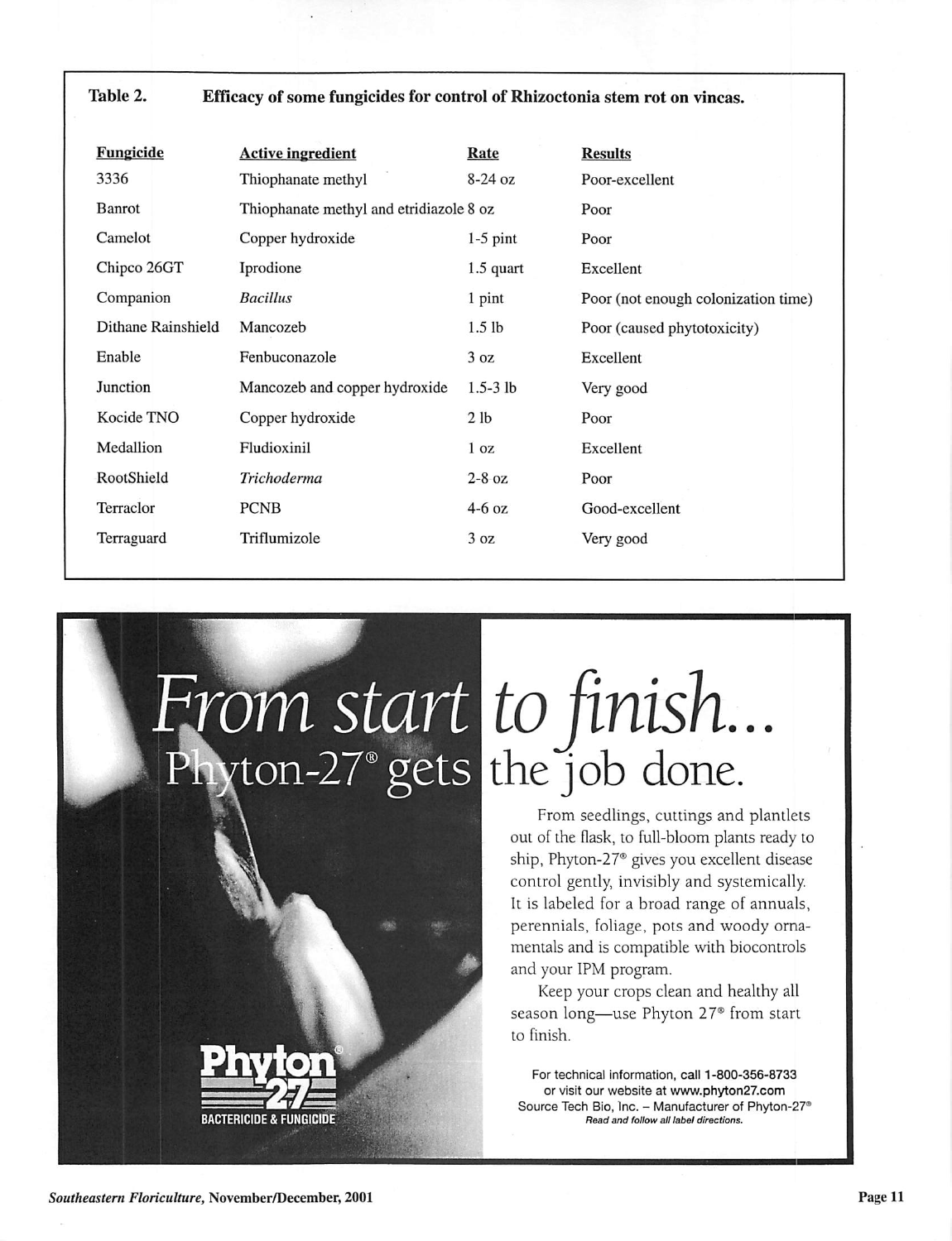Table 2. **Efficacy of some fungicides for control of Rhizoctonia stem rot on vincas.**

| Fungicide | Active ingredient | Rate | Results |
| --- | --- | --- | --- |
| 3336 | Thiophanate methyl | 8-24 oz | Poor-excellent |
| Banrot | Thiophanate methyl and etridiazole | 8 oz | Poor |
| Camelot | Copper hydroxide | 1-5 pint | Poor |
| Chipco 26GT | Iprodione | 1.5 quart | Excellent |
| Companion | *Bacillus* | 1 pint | Poor (not enough colonization time) |
| Dithane Rainshield | Mancozeb | 1.5 lb | Poor (caused phytotoxicity) |
| Enable | Fenbuconazole | 3 oz | Excellent |
| Junction | Mancozeb and copper hydroxide | 1.5-3 lb | Very good |
| Kocide TNO | Copper hydroxide | 2 lb | Poor |
| Medallion | Fludioxinil | 1 oz | Excellent |
| RootShield | *Trichoderma* | 2-8 oz | Poor |
| Terraclor | PCNB | 4-6 oz | Good-excellent |
| Terraguard | Triflumizole | 3 oz | Very good |

# *From start to finish...* Phyton-27® gets the job done.

From seedlings, cuttings and plantlets out of the flask, to full-bloom plants ready to ship, Phyton-27® gives you excellent disease control gently, invisibly and systemically. It is labeled for a broad range of annuals, perennials, foliage, pots and woody ornamentals and is compatible with biocontrols and your IPM program.

Keep your crops clean and healthy all season long—use Phyton 27® from start to finish.

Phyton 27® BACTERICIDE & FUNGICIDE

For technical information, call 1-800-356-8733 or visit our website at www.phyton27.com
Source Tech Bio, Inc. – Manufacturer of Phyton-27®
*Read and follow all label directions.*